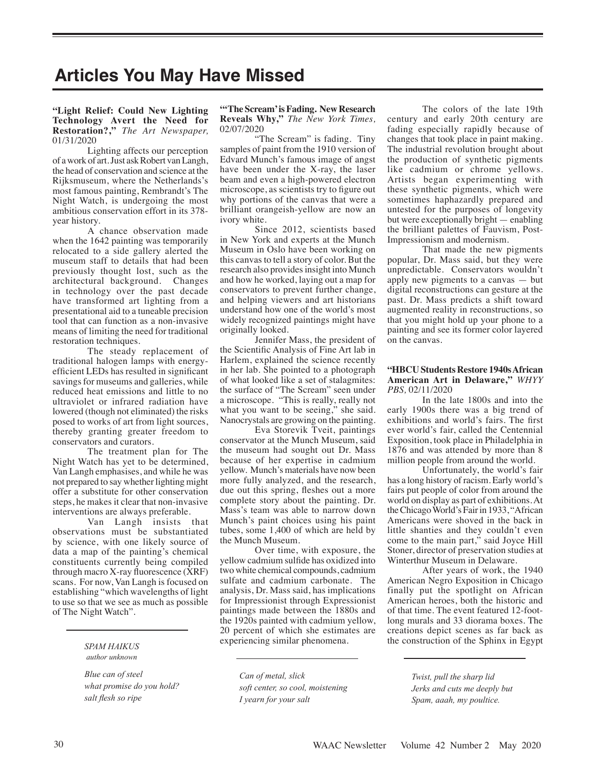# Articles You May Have Missed

**"Light Relief: Could New Lighting Technology Avert the Need for Restoration?,"** *The Art Newspaper,* 01/31/2020

Lighting affects our perception of a work of art. Just ask Robert van Langh, the head of conservation and science at the Rijksmuseum, where the Netherlands's most famous painting, Rembrandt's The Night Watch, is undergoing the most ambitious conservation effort in its 378-year history.

A chance observation made when the 1642 painting was temporarily relocated to a side gallery alerted the museum staff to details that had been previously thought lost, such as the architectural background. Changes in technology over the past decade have transformed art lighting from a presentational aid to a tuneable precision tool that can function as a non-invasive means of limiting the need for traditional restoration techniques.

The steady replacement of traditional halogen lamps with energy-efficient LEDs has resulted in significant savings for museums and galleries, while reduced heat emissions and little to no ultraviolet or infrared radiation have lowered (though not eliminated) the risks posed to works of art from light sources, thereby granting greater freedom to conservators and curators.

The treatment plan for The Night Watch has yet to be determined, Van Langh emphasises, and while he was not prepared to say whether lighting might offer a substitute for other conservation steps, he makes it clear that non-invasive interventions are always preferable.

Van Langh insists that observations must be substantiated by science, with one likely source of data a map of the painting's chemical constituents currently being compiled through macro X-ray fluorescence (XRF) scans. For now, Van Langh is focused on establishing "which wavelengths of light to use so that we see as much as possible of The Night Watch".

**"'The Scream' is Fading. New Research Reveals Why,"** *The New York Times,* 02/07/2020

"The Scream" is fading. Tiny samples of paint from the 1910 version of Edvard Munch's famous image of angst have been under the X-ray, the laser beam and even a high-powered electron microscope, as scientists try to figure out why portions of the canvas that were a brilliant orangeish-yellow are now an ivory white.

Since 2012, scientists based in New York and experts at the Munch Museum in Oslo have been working on this canvas to tell a story of color. But the research also provides insight into Munch and how he worked, laying out a map for conservators to prevent further change, and helping viewers and art historians understand how one of the world's most widely recognized paintings might have originally looked.

Jennifer Mass, the president of the Scientific Analysis of Fine Art lab in Harlem, explained the science recently in her lab. She pointed to a photograph of what looked like a set of stalagmites: the surface of "The Scream" seen under a microscope. "This is really, really not what you want to be seeing," she said. Nanocrystals are growing on the painting.

Eva Storevik Tveit, paintings conservator at the Munch Museum, said the museum had sought out Dr. Mass because of her expertise in cadmium yellow. Munch's materials have now been more fully analyzed, and the research, due out this spring, fleshes out a more complete story about the painting. Dr. Mass's team was able to narrow down Munch's paint choices using his paint tubes, some 1,400 of which are held by the Munch Museum.

Over time, with exposure, the yellow cadmium sulfide has oxidized into two white chemical compounds, cadmium sulfate and cadmium carbonate. The analysis, Dr. Mass said, has implications for Impressionist through Expressionist paintings made between the 1880s and the 1920s painted with cadmium yellow, 20 percent of which she estimates are experiencing similar phenomena.

The colors of the late 19th century and early 20th century are fading especially rapidly because of changes that took place in paint making. The industrial revolution brought about the production of synthetic pigments like cadmium or chrome yellows. Artists began experimenting with these synthetic pigments, which were sometimes haphazardly prepared and untested for the purposes of longevity but were exceptionally bright — enabling the brilliant palettes of Fauvism, Post-Impressionism and modernism.

That made the new pigments popular, Dr. Mass said, but they were unpredictable. Conservators wouldn't apply new pigments to a canvas — but digital reconstructions can gesture at the past. Dr. Mass predicts a shift toward augmented reality in reconstructions, so that you might hold up your phone to a painting and see its former color layered on the canvas.

**"HBCU Students Restore 1940s African American Art in Delaware,"** *WHYY PBS,* 02/11/2020

In the late 1800s and into the early 1900s there was a big trend of exhibitions and world's fairs. The first ever world's fair, called the Centennial Exposition, took place in Philadelphia in 1876 and was attended by more than 8 million people from around the world.

Unfortunately, the world's fair has a long history of racism. Early world's fairs put people of color from around the world on display as part of exhibitions. At the Chicago World's Fair in 1933, "African Americans were shoved in the back in little shanties and they couldn't even come to the main part," said Joyce Hill Stoner, director of preservation studies at Winterthur Museum in Delaware.

After years of work, the 1940 American Negro Exposition in Chicago finally put the spotlight on African American heroes, both the historic and of that time. The event featured 12-foot-long murals and 33 diorama boxes. The creations depict scenes as far back as the construction of the Sphinx in Egypt

---

*SPAM HAIKUS*
*author unknown*

*Blue can of steel*
*what promise do you hold?*
*salt flesh so ripe*

*Can of metal, slick*
*soft center, so cool, moistening*
*I yearn for your salt*

*Twist, pull the sharp lid*
*Jerks and cuts me deeply but*
*Spam, aaah, my poultice.*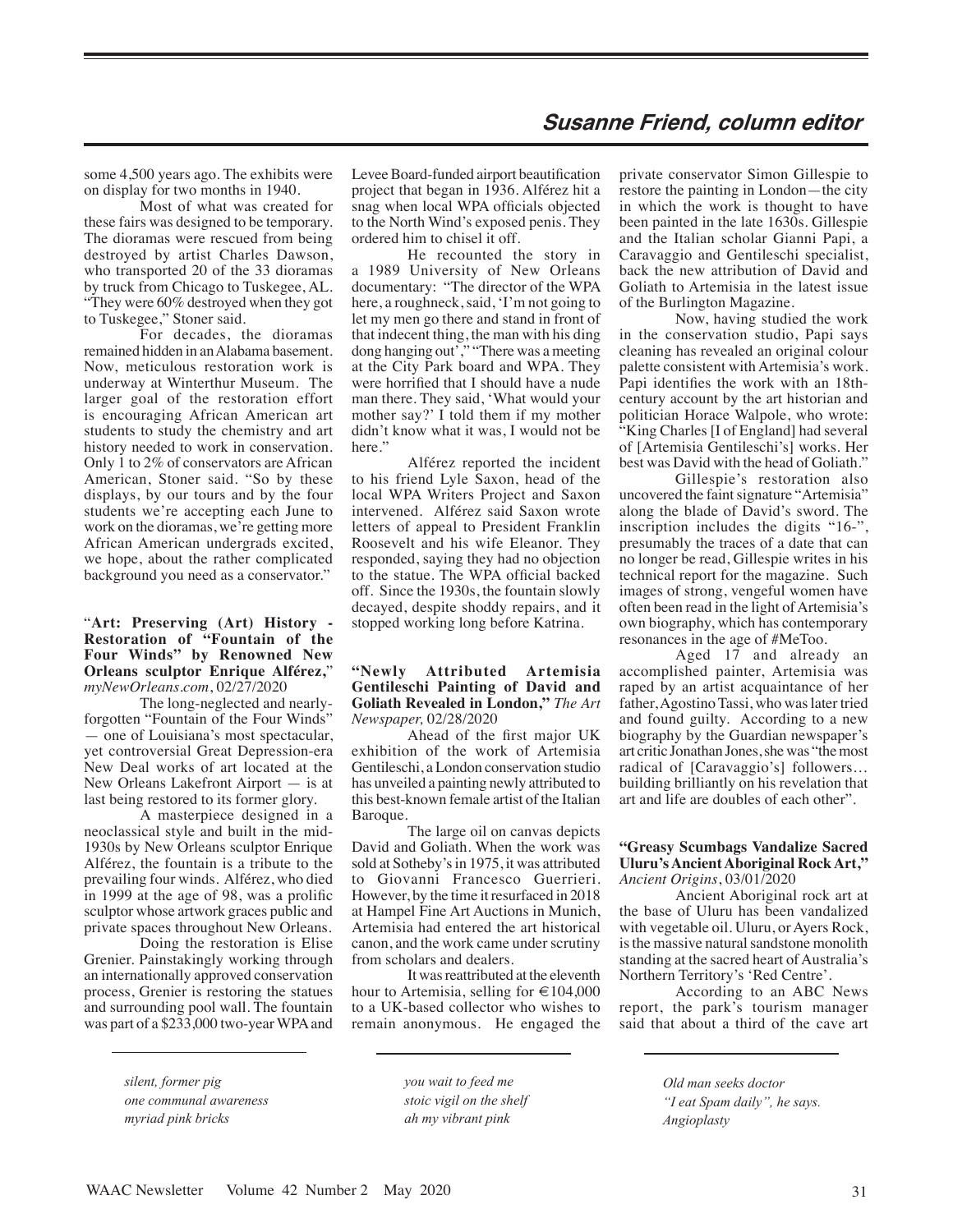some 4,500 years ago. The exhibits were on display for two months in 1940.

Most of what was created for these fairs was designed to be temporary. The dioramas were rescued from being destroyed by artist Charles Dawson, who transported 20 of the 33 dioramas by truck from Chicago to Tuskegee, AL. "They were 60% destroyed when they got to Tuskegee," Stoner said.

For decades, the dioramas remained hidden in an Alabama basement. Now, meticulous restoration work is underway at Winterthur Museum. The larger goal of the restoration effort is encouraging African American art students to study the chemistry and art history needed to work in conservation. Only 1 to 2% of conservators are African American, Stoner said. "So by these displays, by our tours and by the four students we're accepting each June to work on the dioramas, we're getting more African American undergrads excited, we hope, about the rather complicated background you need as a conservator."

"**Art: Preserving (Art) History - Restoration of "Fountain of the Four Winds" by Renowned New Orleans sculptor Enrique Alférez,**" *myNewOrleans.com*, 02/27/2020

The long-neglected and nearly-forgotten "Fountain of the Four Winds" — one of Louisiana's most spectacular, yet controversial Great Depression-era New Deal works of art located at the New Orleans Lakefront Airport — is at last being restored to its former glory.

A masterpiece designed in a neoclassical style and built in the mid-1930s by New Orleans sculptor Enrique Alférez, the fountain is a tribute to the prevailing four winds. Alférez, who died in 1999 at the age of 98, was a prolific sculptor whose artwork graces public and private spaces throughout New Orleans.

Doing the restoration is Elise Grenier. Painstakingly working through an internationally approved conservation process, Grenier is restoring the statues and surrounding pool wall. The fountain was part of a $233,000 two-year WPA and Levee Board-funded airport beautification project that began in 1936. Alférez hit a snag when local WPA officials objected to the North Wind's exposed penis. They ordered him to chisel it off.

He recounted the story in a 1989 University of New Orleans documentary: "The director of the WPA here, a roughneck, said, 'I'm not going to let my men go there and stand in front of that indecent thing, the man with his ding dong hanging out'," "There was a meeting at the City Park board and WPA. They were horrified that I should have a nude man there. They said, 'What would your mother say?' I told them if my mother didn't know what it was, I would not be here."

Alférez reported the incident to his friend Lyle Saxon, head of the local WPA Writers Project and Saxon intervened. Alférez said Saxon wrote letters of appeal to President Franklin Roosevelt and his wife Eleanor. They responded, saying they had no objection to the statue. The WPA official backed off. Since the 1930s, the fountain slowly decayed, despite shoddy repairs, and it stopped working long before Katrina.

**"Newly Attributed Artemisia Gentileschi Painting of David and Goliath Revealed in London,"** *The Art Newspaper,* 02/28/2020

Ahead of the first major UK exhibition of the work of Artemisia Gentileschi, a London conservation studio has unveiled a painting newly attributed to this best-known female artist of the Italian Baroque.

The large oil on canvas depicts David and Goliath. When the work was sold at Sotheby's in 1975, it was attributed to Giovanni Francesco Guerrieri. However, by the time it resurfaced in 2018 at Hampel Fine Art Auctions in Munich, Artemisia had entered the art historical canon, and the work came under scrutiny from scholars and dealers.

It was reattributed at the eleventh hour to Artemisia, selling for €104,000 to a UK-based collector who wishes to remain anonymous. He engaged the private conservator Simon Gillespie to restore the painting in London—the city in which the work is thought to have been painted in the late 1630s. Gillespie and the Italian scholar Gianni Papi, a Caravaggio and Gentileschi specialist, back the new attribution of David and Goliath to Artemisia in the latest issue of the Burlington Magazine.

Now, having studied the work in the conservation studio, Papi says cleaning has revealed an original colour palette consistent with Artemisia's work. Papi identifies the work with an 18th-century account by the art historian and politician Horace Walpole, who wrote: "King Charles [I of England] had several of [Artemisia Gentileschi's] works. Her best was David with the head of Goliath."

Gillespie's restoration also uncovered the faint signature "Artemisia" along the blade of David's sword. The inscription includes the digits "16-", presumably the traces of a date that can no longer be read, Gillespie writes in his technical report for the magazine. Such images of strong, vengeful women have often been read in the light of Artemisia's own biography, which has contemporary resonances in the age of #MeToo.

Aged 17 and already an accomplished painter, Artemisia was raped by an artist acquaintance of her father, Agostino Tassi, who was later tried and found guilty. According to a new biography by the Guardian newspaper's art critic Jonathan Jones, she was "the most radical of [Caravaggio's] followers… building brilliantly on his revelation that art and life are doubles of each other".

**"Greasy Scumbags Vandalize Sacred Uluru's Ancient Aboriginal Rock Art,"** *Ancient Origins*, 03/01/2020

Ancient Aboriginal rock art at the base of Uluru has been vandalized with vegetable oil. Uluru, or Ayers Rock, is the massive natural sandstone monolith standing at the sacred heart of Australia's Northern Territory's 'Red Centre'.

According to an ABC News report, the park's tourism manager said that about a third of the cave art

*silent, former pig*
*one communal awareness*
*myriad pink bricks*

*you wait to feed me*
*stoic vigil on the shelf*
*ah my vibrant pink*

*Old man seeks doctor*
*"I eat Spam daily", he says.*
*Angioplasty*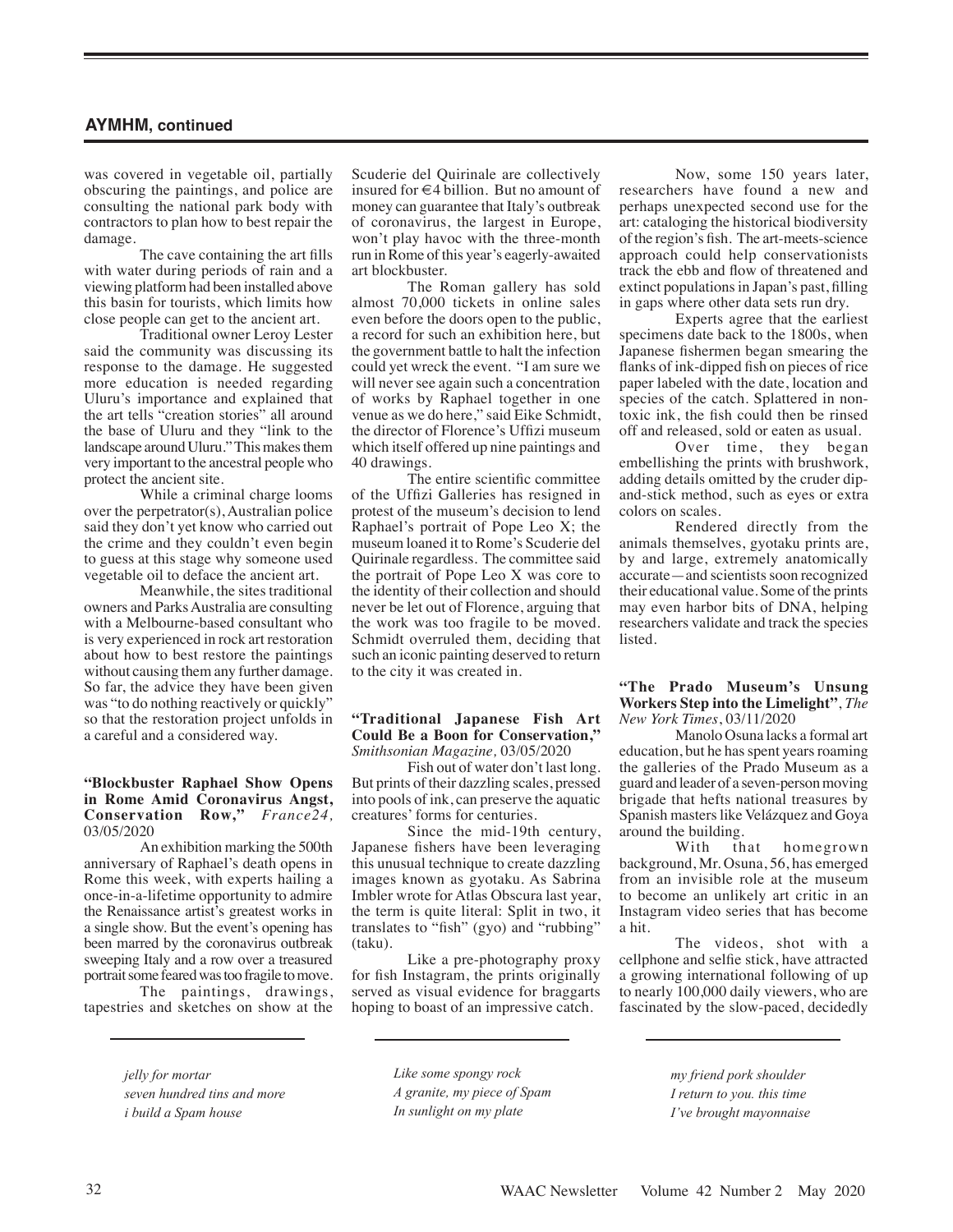## AYMHM, continued

was covered in vegetable oil, partially obscuring the paintings, and police are consulting the national park body with contractors to plan how to best repair the damage.

The cave containing the art fills with water during periods of rain and a viewing platform had been installed above this basin for tourists, which limits how close people can get to the ancient art.

Traditional owner Leroy Lester said the community was discussing its response to the damage. He suggested more education is needed regarding Uluru's importance and explained that the art tells "creation stories" all around the base of Uluru and they "link to the landscape around Uluru." This makes them very important to the ancestral people who protect the ancient site.

While a criminal charge looms over the perpetrator(s), Australian police said they don't yet know who carried out the crime and they couldn't even begin to guess at this stage why someone used vegetable oil to deface the ancient art.

Meanwhile, the sites traditional owners and Parks Australia are consulting with a Melbourne-based consultant who is very experienced in rock art restoration about how to best restore the paintings without causing them any further damage. So far, the advice they have been given was "to do nothing reactively or quickly" so that the restoration project unfolds in a careful and a considered way.

**"Blockbuster Raphael Show Opens in Rome Amid Coronavirus Angst, Conservation Row,"** *France24,* 03/05/2020

An exhibition marking the 500th anniversary of Raphael's death opens in Rome this week, with experts hailing a once-in-a-lifetime opportunity to admire the Renaissance artist's greatest works in a single show. But the event's opening has been marred by the coronavirus outbreak sweeping Italy and a row over a treasured portrait some feared was too fragile to move.

The paintings, drawings, tapestries and sketches on show at the Scuderie del Quirinale are collectively insured for €4 billion. But no amount of money can guarantee that Italy's outbreak of coronavirus, the largest in Europe, won't play havoc with the three-month run in Rome of this year's eagerly-awaited art blockbuster.

The Roman gallery has sold almost 70,000 tickets in online sales even before the doors open to the public, a record for such an exhibition here, but the government battle to halt the infection could yet wreck the event. "I am sure we will never see again such a concentration of works by Raphael together in one venue as we do here," said Eike Schmidt, the director of Florence's Uffizi museum which itself offered up nine paintings and 40 drawings.

The entire scientific committee of the Uffizi Galleries has resigned in protest of the museum's decision to lend Raphael's portrait of Pope Leo X; the museum loaned it to Rome's Scuderie del Quirinale regardless. The committee said the portrait of Pope Leo X was core to the identity of their collection and should never be let out of Florence, arguing that the work was too fragile to be moved. Schmidt overruled them, deciding that such an iconic painting deserved to return to the city it was created in.

**"Traditional Japanese Fish Art Could Be a Boon for Conservation,"** *Smithsonian Magazine,* 03/05/2020

Fish out of water don't last long. But prints of their dazzling scales, pressed into pools of ink, can preserve the aquatic creatures' forms for centuries.

Since the mid-19th century, Japanese fishers have been leveraging this unusual technique to create dazzling images known as gyotaku. As Sabrina Imbler wrote for Atlas Obscura last year, the term is quite literal: Split in two, it translates to "fish" (gyo) and "rubbing" (taku).

Like a pre-photography proxy for fish Instagram, the prints originally served as visual evidence for braggarts hoping to boast of an impressive catch.

Now, some 150 years later, researchers have found a new and perhaps unexpected second use for the art: cataloging the historical biodiversity of the region's fish. The art-meets-science approach could help conservationists track the ebb and flow of threatened and extinct populations in Japan's past, filling in gaps where other data sets run dry.

Experts agree that the earliest specimens date back to the 1800s, when Japanese fishermen began smearing the flanks of ink-dipped fish on pieces of rice paper labeled with the date, location and species of the catch. Splattered in non-toxic ink, the fish could then be rinsed off and released, sold or eaten as usual.

Over time, they began embellishing the prints with brushwork, adding details omitted by the cruder dip-and-stick method, such as eyes or extra colors on scales.

Rendered directly from the animals themselves, gyotaku prints are, by and large, extremely anatomically accurate—and scientists soon recognized their educational value. Some of the prints may even harbor bits of DNA, helping researchers validate and track the species listed.

**"The Prado Museum's Unsung Workers Step into the Limelight"**, *The New York Times*, 03/11/2020

Manolo Osuna lacks a formal art education, but he has spent years roaming the galleries of the Prado Museum as a guard and leader of a seven-person moving brigade that hefts national treasures by Spanish masters like Velázquez and Goya around the building.

With that homegrown background, Mr. Osuna, 56, has emerged from an invisible role at the museum to become an unlikely art critic in an Instagram video series that has become a hit.

The videos, shot with a cellphone and selfie stick, have attracted a growing international following of up to nearly 100,000 daily viewers, who are fascinated by the slow-paced, decidedly

---

*jelly for mortar*
*seven hundred tins and more*
*i build a Spam house*

*Like some spongy rock*
*A granite, my piece of Spam*
*In sunlight on my plate*

*my friend pork shoulder*
*I return to you. this time*
*I've brought mayonnaise*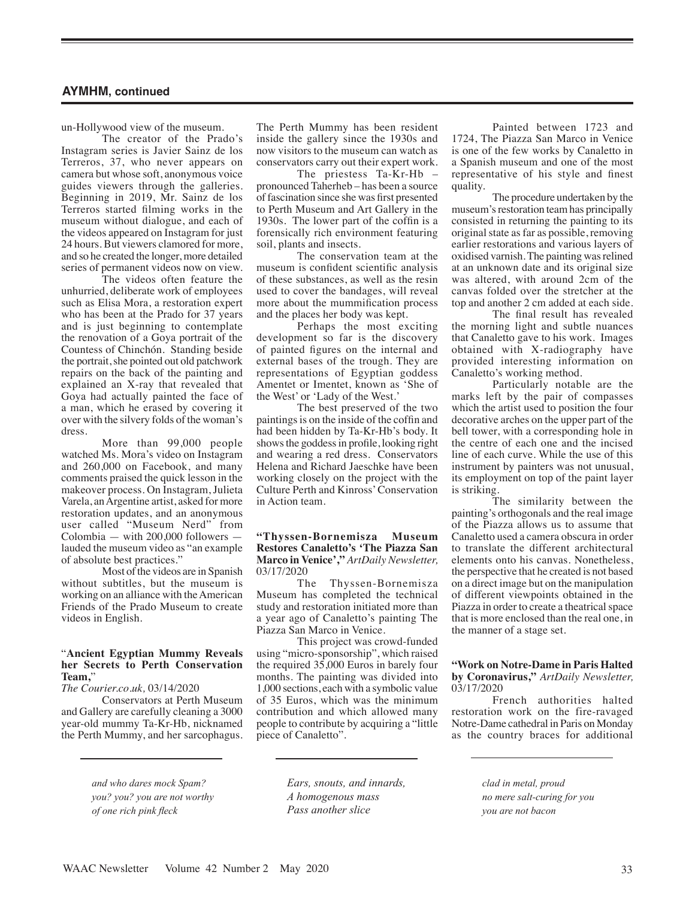## AYMHM, continued

un-Hollywood view of the museum.

The creator of the Prado's Instagram series is Javier Sainz de los Terreros, 37, who never appears on camera but whose soft, anonymous voice guides viewers through the galleries. Beginning in 2019, Mr. Sainz de los Terreros started filming works in the museum without dialogue, and each of the videos appeared on Instagram for just 24 hours. But viewers clamored for more, and so he created the longer, more detailed series of permanent videos now on view.

The videos often feature the unhurried, deliberate work of employees such as Elisa Mora, a restoration expert who has been at the Prado for 37 years and is just beginning to contemplate the renovation of a Goya portrait of the Countess of Chinchón. Standing beside the portrait, she pointed out old patchwork repairs on the back of the painting and explained an X-ray that revealed that Goya had actually painted the face of a man, which he erased by covering it over with the silvery folds of the woman's dress.

More than 99,000 people watched Ms. Mora's video on Instagram and 260,000 on Facebook, and many comments praised the quick lesson in the makeover process. On Instagram, Julieta Varela, an Argentine artist, asked for more restoration updates, and an anonymous user called "Museum Nerd" from Colombia — with 200,000 followers — lauded the museum video as "an example of absolute best practices."

Most of the videos are in Spanish without subtitles, but the museum is working on an alliance with the American Friends of the Prado Museum to create videos in English.

**"Ancient Egyptian Mummy Reveals her Secrets to Perth Conservation Team,"** *The Courier.co.uk,* 03/14/2020

Conservators at Perth Museum and Gallery are carefully cleaning a 3000 year-old mummy Ta-Kr-Hb, nicknamed the Perth Mummy, and her sarcophagus. The Perth Mummy has been resident inside the gallery since the 1930s and now visitors to the museum can watch as conservators carry out their expert work.

The priestess Ta-Kr-Hb – pronounced Taherheb – has been a source of fascination since she was first presented to Perth Museum and Art Gallery in the 1930s. The lower part of the coffin is a forensically rich environment featuring soil, plants and insects.

The conservation team at the museum is confident scientific analysis of these substances, as well as the resin used to cover the bandages, will reveal more about the mummification process and the places her body was kept.

Perhaps the most exciting development so far is the discovery of painted figures on the internal and external bases of the trough. They are representations of Egyptian goddess Amentet or Imentet, known as 'She of the West' or 'Lady of the West.'

The best preserved of the two paintings is on the inside of the coffin and had been hidden by Ta-Kr-Hb's body. It shows the goddess in profile, looking right and wearing a red dress. Conservators Helena and Richard Jaeschke have been working closely on the project with the Culture Perth and Kinross' Conservation in Action team.

**"Thyssen-Bornemisza Museum Restores Canaletto's 'The Piazza San Marco in Venice',"** *ArtDaily Newsletter,* 03/17/2020

The Thyssen-Bornemisza Museum has completed the technical study and restoration initiated more than a year ago of Canaletto's painting The Piazza San Marco in Venice.

This project was crowd-funded using "micro-sponsorship", which raised the required 35,000 Euros in barely four months. The painting was divided into 1,000 sections, each with a symbolic value of 35 Euros, which was the minimum contribution and which allowed many people to contribute by acquiring a "little piece of Canaletto".

Painted between 1723 and 1724, The Piazza San Marco in Venice is one of the few works by Canaletto in a Spanish museum and one of the most representative of his style and finest quality.

The procedure undertaken by the museum's restoration team has principally consisted in returning the painting to its original state as far as possible, removing earlier restorations and various layers of oxidised varnish. The painting was relined at an unknown date and its original size was altered, with around 2cm of the canvas folded over the stretcher at the top and another 2 cm added at each side.

The final result has revealed the morning light and subtle nuances that Canaletto gave to his work. Images obtained with X-radiography have provided interesting information on Canaletto's working method.

Particularly notable are the marks left by the pair of compasses which the artist used to position the four decorative arches on the upper part of the bell tower, with a corresponding hole in the centre of each one and the incised line of each curve. While the use of this instrument by painters was not unusual, its employment on top of the paint layer is striking.

The similarity between the painting's orthogonals and the real image of the Piazza allows us to assume that Canaletto used a camera obscura in order to translate the different architectural elements onto his canvas. Nonetheless, the perspective that he created is not based on a direct image but on the manipulation of different viewpoints obtained in the Piazza in order to create a theatrical space that is more enclosed than the real one, in the manner of a stage set.

**"Work on Notre-Dame in Paris Halted by Coronavirus,"** *ArtDaily Newsletter,* 03/17/2020

French authorities halted restoration work on the fire-ravaged Notre-Dame cathedral in Paris on Monday as the country braces for additional

---

*and who dares mock Spam?*
*you? you? you are not worthy*
*of one rich pink fleck*

*Ears, snouts, and innards,*
*A homogenous mass*
*Pass another slice*

*clad in metal, proud*
*no mere salt-curing for you*
*you are not bacon*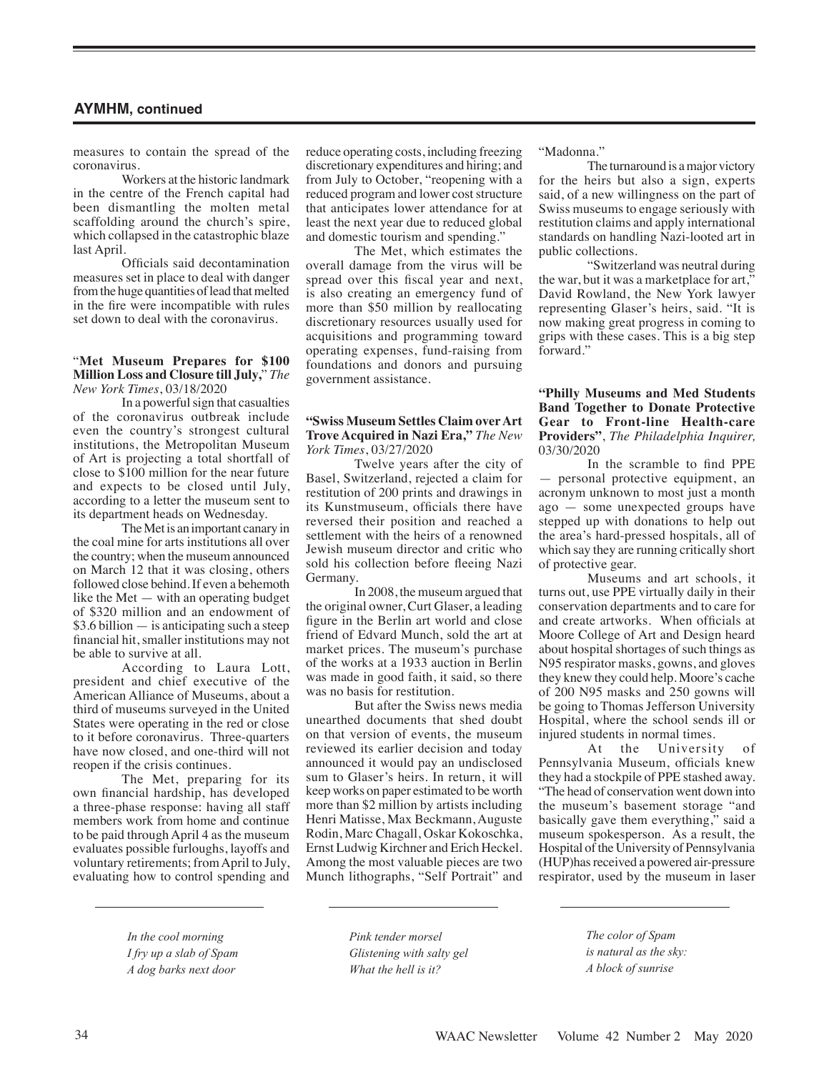## AYMHM, continued

measures to contain the spread of the coronavirus.

Workers at the historic landmark in the centre of the French capital had been dismantling the molten metal scaffolding around the church's spire, which collapsed in the catastrophic blaze last April.

Officials said decontamination measures set in place to deal with danger from the huge quantities of lead that melted in the fire were incompatible with rules set down to deal with the coronavirus.

"**Met Museum Prepares for $100 Million Loss and Closure till July,**" *The New York Times*, 03/18/2020

In a powerful sign that casualties of the coronavirus outbreak include even the country's strongest cultural institutions, the Metropolitan Museum of Art is projecting a total shortfall of close to $100 million for the near future and expects to be closed until July, according to a letter the museum sent to its department heads on Wednesday.

The Met is an important canary in the coal mine for arts institutions all over the country; when the museum announced on March 12 that it was closing, others followed close behind. If even a behemoth like the Met — with an operating budget of $320 million and an endowment of $3.6 billion — is anticipating such a steep financial hit, smaller institutions may not be able to survive at all.

According to Laura Lott, president and chief executive of the American Alliance of Museums, about a third of museums surveyed in the United States were operating in the red or close to it before coronavirus. Three-quarters have now closed, and one-third will not reopen if the crisis continues.

The Met, preparing for its own financial hardship, has developed a three-phase response: having all staff members work from home and continue to be paid through April 4 as the museum evaluates possible furloughs, layoffs and voluntary retirements; from April to July, evaluating how to control spending and reduce operating costs, including freezing discretionary expenditures and hiring; and from July to October, "reopening with a reduced program and lower cost structure that anticipates lower attendance for at least the next year due to reduced global and domestic tourism and spending."

The Met, which estimates the overall damage from the virus will be spread over this fiscal year and next, is also creating an emergency fund of more than $50 million by reallocating discretionary resources usually used for acquisitions and programming toward operating expenses, fund-raising from foundations and donors and pursuing government assistance.

**"Swiss Museum Settles Claim over Art Trove Acquired in Nazi Era,"** *The New York Times*, 03/27/2020

Twelve years after the city of Basel, Switzerland, rejected a claim for restitution of 200 prints and drawings in its Kunstmuseum, officials there have reversed their position and reached a settlement with the heirs of a renowned Jewish museum director and critic who sold his collection before fleeing Nazi Germany.

In 2008, the museum argued that the original owner, Curt Glaser, a leading figure in the Berlin art world and close friend of Edvard Munch, sold the art at market prices. The museum's purchase of the works at a 1933 auction in Berlin was made in good faith, it said, so there was no basis for restitution.

But after the Swiss news media unearthed documents that shed doubt on that version of events, the museum reviewed its earlier decision and today announced it would pay an undisclosed sum to Glaser's heirs. In return, it will keep works on paper estimated to be worth more than $2 million by artists including Henri Matisse, Max Beckmann, Auguste Rodin, Marc Chagall, Oskar Kokoschka, Ernst Ludwig Kirchner and Erich Heckel. Among the most valuable pieces are two Munch lithographs, "Self Portrait" and "Madonna."

The turnaround is a major victory for the heirs but also a sign, experts said, of a new willingness on the part of Swiss museums to engage seriously with restitution claims and apply international standards on handling Nazi-looted art in public collections.

"Switzerland was neutral during the war, but it was a marketplace for art," David Rowland, the New York lawyer representing Glaser's heirs, said. "It is now making great progress in coming to grips with these cases. This is a big step forward."

**"Philly Museums and Med Students Band Together to Donate Protective Gear to Front-line Health-care Providers"**, *The Philadelphia Inquirer,* 03/30/2020

In the scramble to find PPE — personal protective equipment, an acronym unknown to most just a month ago — some unexpected groups have stepped up with donations to help out the area's hard-pressed hospitals, all of which say they are running critically short of protective gear.

Museums and art schools, it turns out, use PPE virtually daily in their conservation departments and to care for and create artworks. When officials at Moore College of Art and Design heard about hospital shortages of such things as N95 respirator masks, gowns, and gloves they knew they could help. Moore's cache of 200 N95 masks and 250 gowns will be going to Thomas Jefferson University Hospital, where the school sends ill or injured students in normal times.

At the University of Pennsylvania Museum, officials knew they had a stockpile of PPE stashed away. "The head of conservation went down into the museum's basement storage "and basically gave them everything," said a museum spokesperson. As a result, the Hospital of the University of Pennsylvania (HUP)has received a powered air-pressure respirator, used by the museum in laser

---

*In the cool morning*
*I fry up a slab of Spam*
*A dog barks next door*

*Pink tender morsel*
*Glistening with salty gel*
*What the hell is it?*

*The color of Spam*
*is natural as the sky:*
*A block of sunrise*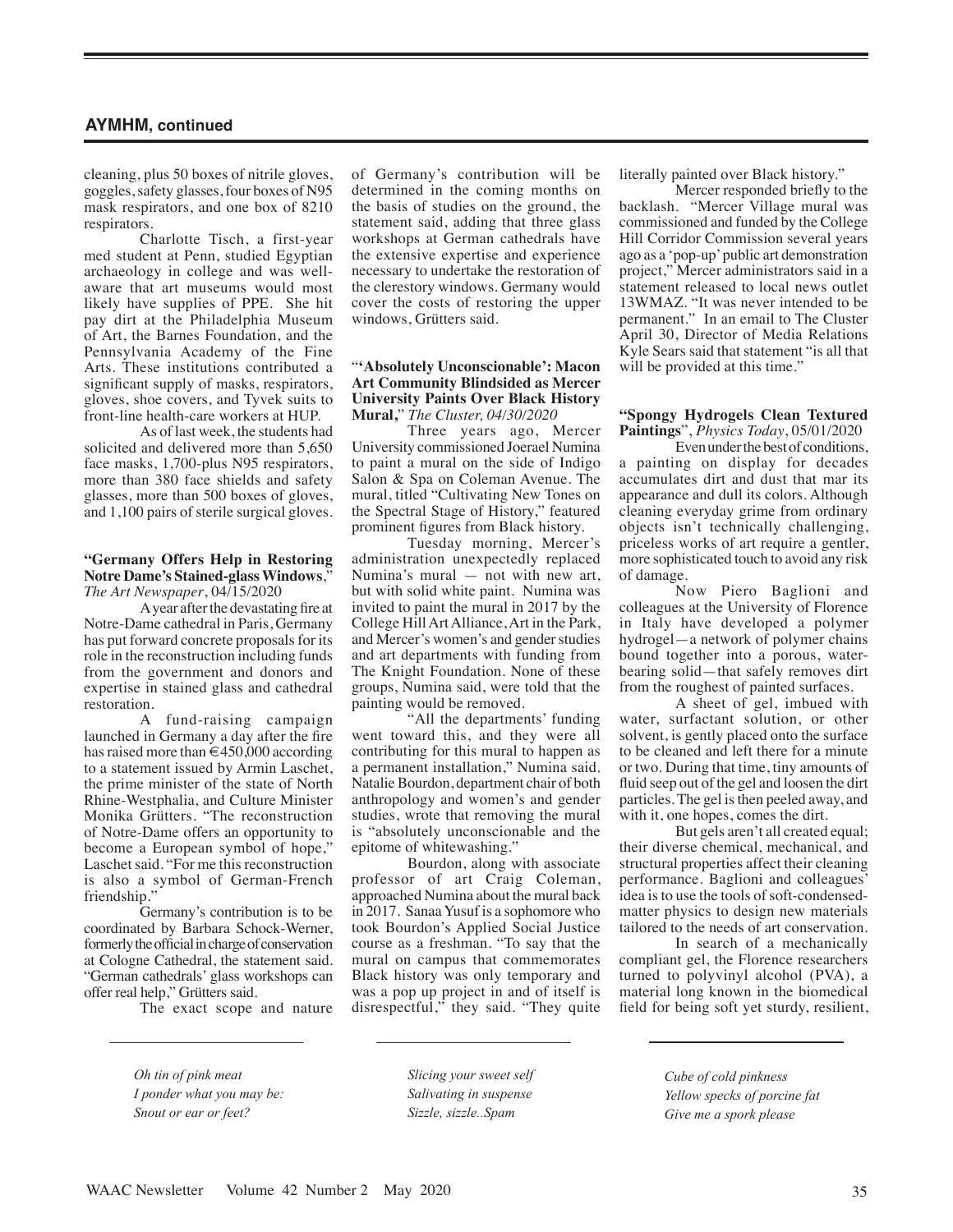## AYMHM, continued

cleaning, plus 50 boxes of nitrile gloves, goggles, safety glasses, four boxes of N95 mask respirators, and one box of 8210 respirators.

Charlotte Tisch, a first-year med student at Penn, studied Egyptian archaeology in college and was well-aware that art museums would most likely have supplies of PPE. She hit pay dirt at the Philadelphia Museum of Art, the Barnes Foundation, and the Pennsylvania Academy of the Fine Arts. These institutions contributed a significant supply of masks, respirators, gloves, shoe covers, and Tyvek suits to front-line health-care workers at HUP.

As of last week, the students had solicited and delivered more than 5,650 face masks, 1,700-plus N95 respirators, more than 380 face shields and safety glasses, more than 500 boxes of gloves, and 1,100 pairs of sterile surgical gloves.

**"Germany Offers Help in Restoring Notre Dame's Stained-glass Windows**," *The Art Newspaper*, 04/15/2020

A year after the devastating fire at Notre-Dame cathedral in Paris, Germany has put forward concrete proposals for its role in the reconstruction including funds from the government and donors and expertise in stained glass and cathedral restoration.

A fund-raising campaign launched in Germany a day after the fire has raised more than €450,000 according to a statement issued by Armin Laschet, the prime minister of the state of North Rhine-Westphalia, and Culture Minister Monika Grütters. "The reconstruction of Notre-Dame offers an opportunity to become a European symbol of hope," Laschet said. "For me this reconstruction is also a symbol of German-French friendship."

Germany's contribution is to be coordinated by Barbara Schock-Werner, formerly the official in charge of conservation at Cologne Cathedral, the statement said. "German cathedrals' glass workshops can offer real help," Grütters said.

The exact scope and nature of Germany's contribution will be determined in the coming months on the basis of studies on the ground, the statement said, adding that three glass workshops at German cathedrals have the extensive expertise and experience necessary to undertake the restoration of the clerestory windows. Germany would cover the costs of restoring the upper windows, Grütters said.

**"'Absolutely Unconscionable': Macon Art Community Blindsided as Mercer University Paints Over Black History Mural,"** *The Cluster, 04/30/2020*

Three years ago, Mercer University commissioned Joerael Numina to paint a mural on the side of Indigo Salon & Spa on Coleman Avenue. The mural, titled "Cultivating New Tones on the Spectral Stage of History," featured prominent figures from Black history.

Tuesday morning, Mercer's administration unexpectedly replaced Numina's mural — not with new art, but with solid white paint. Numina was invited to paint the mural in 2017 by the College Hill Art Alliance, Art in the Park, and Mercer's women's and gender studies and art departments with funding from The Knight Foundation. None of these groups, Numina said, were told that the painting would be removed.

"All the departments' funding went toward this, and they were all contributing for this mural to happen as a permanent installation," Numina said. Natalie Bourdon, department chair of both anthropology and women's and gender studies, wrote that removing the mural is "absolutely unconscionable and the epitome of whitewashing."

Bourdon, along with associate professor of art Craig Coleman, approached Numina about the mural back in 2017. Sanaa Yusuf is a sophomore who took Bourdon's Applied Social Justice course as a freshman. "To say that the mural on campus that commemorates Black history was only temporary and was a pop up project in and of itself is disrespectful," they said. "They quite literally painted over Black history."

Mercer responded briefly to the backlash. "Mercer Village mural was commissioned and funded by the College Hill Corridor Commission several years ago as a 'pop-up' public art demonstration project," Mercer administrators said in a statement released to local news outlet 13WMAZ. "It was never intended to be permanent." In an email to The Cluster April 30, Director of Media Relations Kyle Sears said that statement "is all that will be provided at this time."

**"Spongy Hydrogels Clean Textured Paintings**", *Physics Today*, 05/01/2020

Even under the best of conditions, a painting on display for decades accumulates dirt and dust that mar its appearance and dull its colors. Although cleaning everyday grime from ordinary objects isn't technically challenging, priceless works of art require a gentler, more sophisticated touch to avoid any risk of damage.

Now Piero Baglioni and colleagues at the University of Florence in Italy have developed a polymer hydrogel—a network of polymer chains bound together into a porous, water-bearing solid—that safely removes dirt from the roughest of painted surfaces.

A sheet of gel, imbued with water, surfactant solution, or other solvent, is gently placed onto the surface to be cleaned and left there for a minute or two. During that time, tiny amounts of fluid seep out of the gel and loosen the dirt particles. The gel is then peeled away, and with it, one hopes, comes the dirt.

But gels aren't all created equal; their diverse chemical, mechanical, and structural properties affect their cleaning performance. Baglioni and colleagues' idea is to use the tools of soft-condensed-matter physics to design new materials tailored to the needs of art conservation.

In search of a mechanically compliant gel, the Florence researchers turned to polyvinyl alcohol (PVA), a material long known in the biomedical field for being soft yet sturdy, resilient,

---

*Oh tin of pink meat*
*I ponder what you may be:*
*Snout or ear or feet?*

*Slicing your sweet self*
*Salivating in suspense*
*Sizzle, sizzle..Spam*

*Cube of cold pinkness*
*Yellow specks of porcine fat*
*Give me a spork please*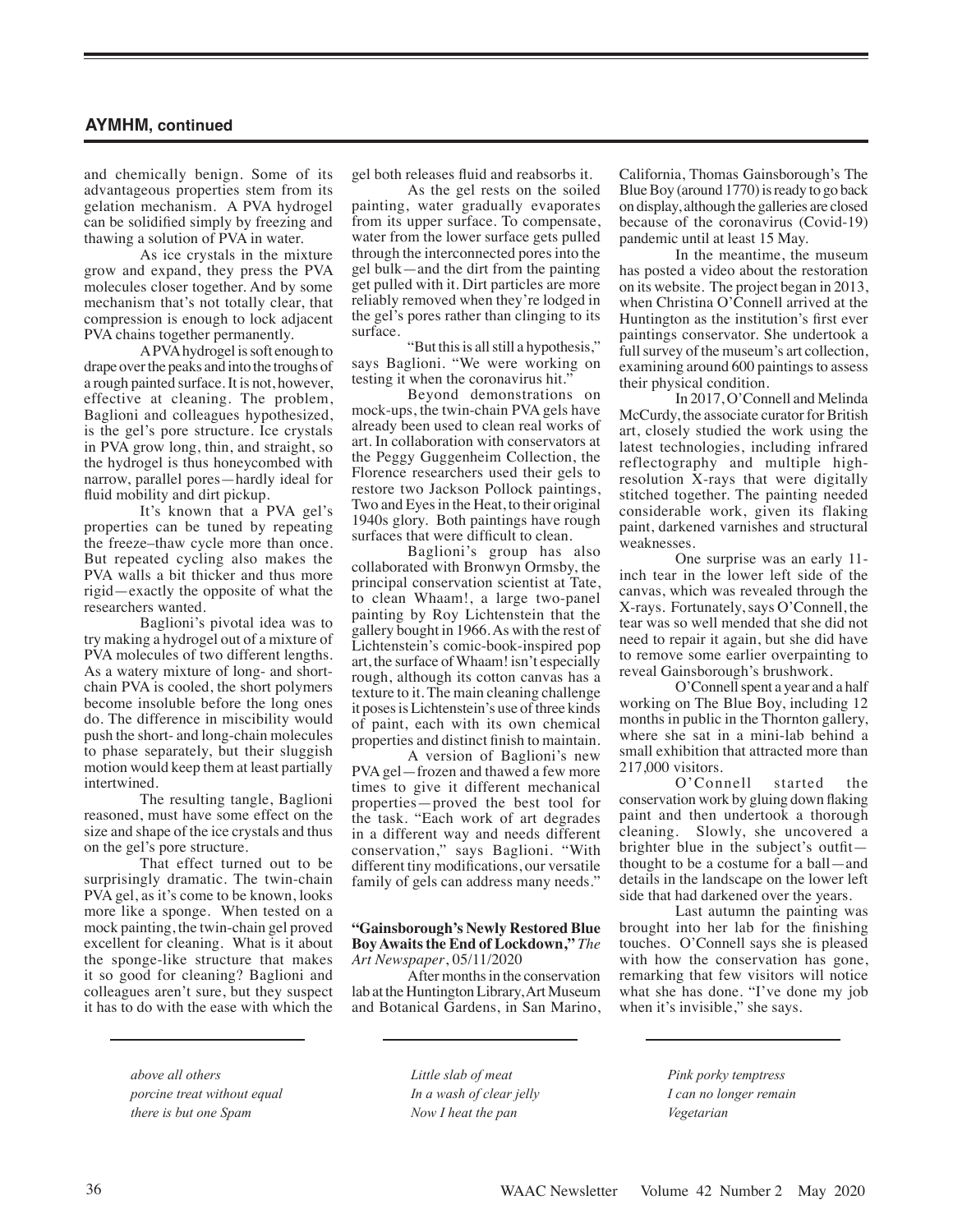**AYMHM, continued**

and chemically benign. Some of its advantageous properties stem from its gelation mechanism. A PVA hydrogel can be solidified simply by freezing and thawing a solution of PVA in water.

As ice crystals in the mixture grow and expand, they press the PVA molecules closer together. And by some mechanism that's not totally clear, that compression is enough to lock adjacent PVA chains together permanently.

A PVA hydrogel is soft enough to drape over the peaks and into the troughs of a rough painted surface. It is not, however, effective at cleaning. The problem, Baglioni and colleagues hypothesized, is the gel's pore structure. Ice crystals in PVA grow long, thin, and straight, so the hydrogel is thus honeycombed with narrow, parallel pores—hardly ideal for fluid mobility and dirt pickup.

It's known that a PVA gel's properties can be tuned by repeating the freeze–thaw cycle more than once. But repeated cycling also makes the PVA walls a bit thicker and thus more rigid—exactly the opposite of what the researchers wanted.

Baglioni's pivotal idea was to try making a hydrogel out of a mixture of PVA molecules of two different lengths. As a watery mixture of long- and short-chain PVA is cooled, the short polymers become insoluble before the long ones do. The difference in miscibility would push the short- and long-chain molecules to phase separately, but their sluggish motion would keep them at least partially intertwined.

The resulting tangle, Baglioni reasoned, must have some effect on the size and shape of the ice crystals and thus on the gel's pore structure.

That effect turned out to be surprisingly dramatic. The twin-chain PVA gel, as it's come to be known, looks more like a sponge. When tested on a mock painting, the twin-chain gel proved excellent for cleaning. What is it about the sponge-like structure that makes it so good for cleaning? Baglioni and colleagues aren't sure, but they suspect it has to do with the ease with which the gel both releases fluid and reabsorbs it.

As the gel rests on the soiled painting, water gradually evaporates from its upper surface. To compensate, water from the lower surface gets pulled through the interconnected pores into the gel bulk—and the dirt from the painting get pulled with it. Dirt particles are more reliably removed when they're lodged in the gel's pores rather than clinging to its surface.

"But this is all still a hypothesis," says Baglioni. "We were working on testing it when the coronavirus hit."

Beyond demonstrations on mock-ups, the twin-chain PVA gels have already been used to clean real works of art. In collaboration with conservators at the Peggy Guggenheim Collection, the Florence researchers used their gels to restore two Jackson Pollock paintings, Two and Eyes in the Heat, to their original 1940s glory. Both paintings have rough surfaces that were difficult to clean.

Baglioni's group has also collaborated with Bronwyn Ormsby, the principal conservation scientist at Tate, to clean Whaam!, a large two-panel painting by Roy Lichtenstein that the gallery bought in 1966. As with the rest of Lichtenstein's comic-book-inspired pop art, the surface of Whaam! isn't especially rough, although its cotton canvas has a texture to it. The main cleaning challenge it poses is Lichtenstein's use of three kinds of paint, each with its own chemical properties and distinct finish to maintain.

A version of Baglioni's new PVA gel—frozen and thawed a few more times to give it different mechanical properties—proved the best tool for the task. "Each work of art degrades in a different way and needs different conservation," says Baglioni. "With different tiny modifications, our versatile family of gels can address many needs."

**"Gainsborough's Newly Restored Blue Boy Awaits the End of Lockdown,"** *The Art Newspaper*, 05/11/2020

After months in the conservation lab at the Huntington Library, Art Museum and Botanical Gardens, in San Marino, California, Thomas Gainsborough's The Blue Boy (around 1770) is ready to go back on display, although the galleries are closed because of the coronavirus (Covid-19) pandemic until at least 15 May.

In the meantime, the museum has posted a video about the restoration on its website. The project began in 2013, when Christina O'Connell arrived at the Huntington as the institution's first ever paintings conservator. She undertook a full survey of the museum's art collection, examining around 600 paintings to assess their physical condition.

In 2017, O'Connell and Melinda McCurdy, the associate curator for British art, closely studied the work using the latest technologies, including infrared reflectography and multiple high-resolution X-rays that were digitally stitched together. The painting needed considerable work, given its flaking paint, darkened varnishes and structural weaknesses.

One surprise was an early 11-inch tear in the lower left side of the canvas, which was revealed through the X-rays. Fortunately, says O'Connell, the tear was so well mended that she did not need to repair it again, but she did have to remove some earlier overpainting to reveal Gainsborough's brushwork.

O'Connell spent a year and a half working on The Blue Boy, including 12 months in public in the Thornton gallery, where she sat in a mini-lab behind a small exhibition that attracted more than 217,000 visitors.

O'Connell started the conservation work by gluing down flaking paint and then undertook a thorough cleaning. Slowly, she uncovered a brighter blue in the subject's outfit—thought to be a costume for a ball—and details in the landscape on the lower left side that had darkened over the years.

Last autumn the painting was brought into her lab for the finishing touches. O'Connell says she is pleased with how the conservation has gone, remarking that few visitors will notice what she has done. "I've done my job when it's invisible," she says.

---

*above all others*
*porcine treat without equal*
*there is but one Spam*

*Little slab of meat*
*In a wash of clear jelly*
*Now I heat the pan*

*Pink porky temptress*
*I can no longer remain*
*Vegetarian*